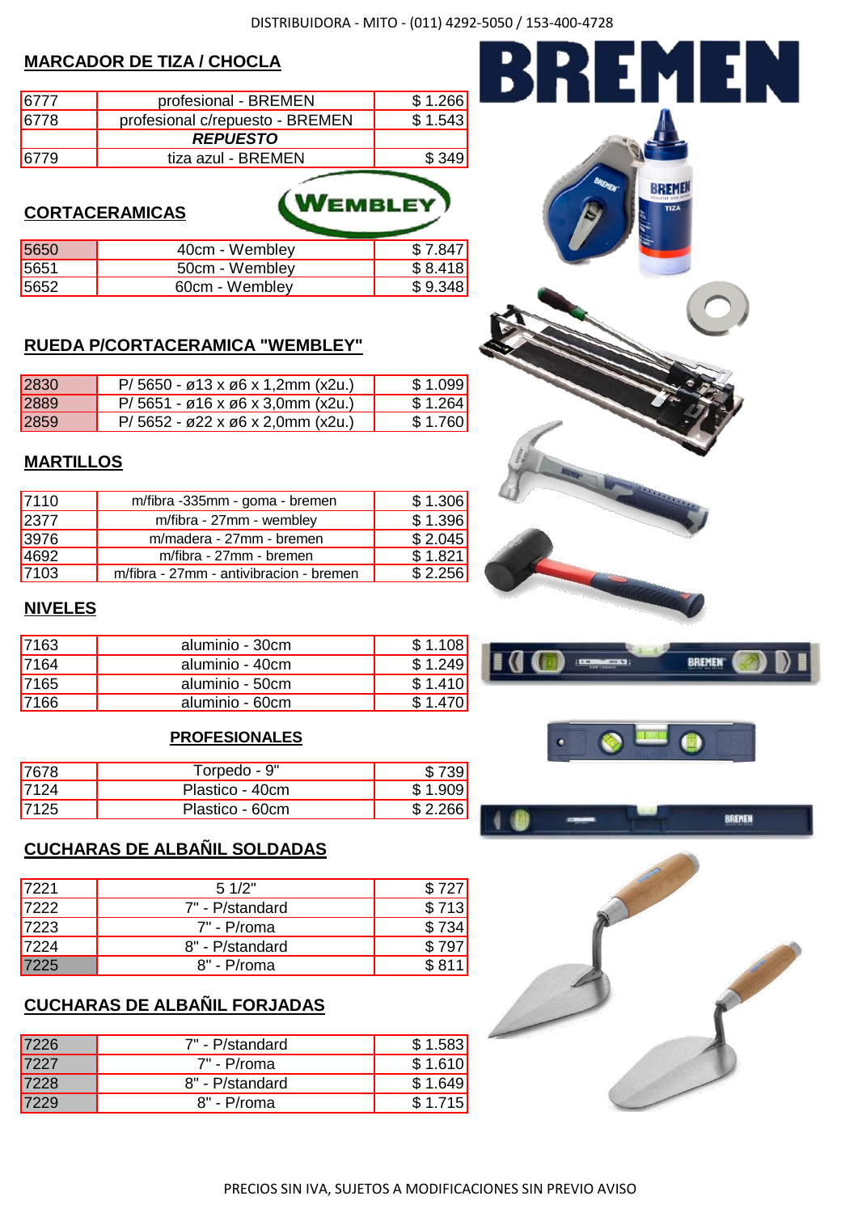DISTRIBUIDORA - MITO - (011) 4292-5050 / 153-400-4728

## MARCADOR DE TIZA / CHOCLA

| | | |
|---|---|---|
| 6777 | profesional - BREMEN | $ 1.266 |
| 6778 | profesional c/repuesto - BREMEN | $ 1.543 |
| | ***REPUESTO*** | |
| 6779 | tiza azul - BREMEN | $ 349 |

## CORTACERAMICAS

| | | |
|---|---|---|
| 5650 | 40cm - Wembley | $ 7.847 |
| 5651 | 50cm - Wembley | $ 8.418 |
| 5652 | 60cm - Wembley | $ 9.348 |

## RUEDA P/CORTACERAMICA "WEMBLEY"

| | | |
|---|---|---|
| 2830 | P/ 5650 - ø13 x ø6 x 1,2mm (x2u.) | $ 1.099 |
| 2889 | P/ 5651 - ø16 x ø6 x 3,0mm (x2u.) | $ 1.264 |
| 2859 | P/ 5652 - ø22 x ø6 x 2,0mm (x2u.) | $ 1.760 |

## MARTILLOS

| | | |
|---|---|---|
| 7110 | m/fibra -335mm - goma - bremen | $ 1.306 |
| 2377 | m/fibra - 27mm - wembley | $ 1.396 |
| 3976 | m/madera - 27mm - bremen | $ 2.045 |
| 4692 | m/fibra - 27mm - bremen | $ 1.821 |
| 7103 | m/fibra - 27mm - antivibracion - bremen | $ 2.256 |

## NIVELES

| | | |
|---|---|---|
| 7163 | aluminio - 30cm | $ 1.108 |
| 7164 | aluminio - 40cm | $ 1.249 |
| 7165 | aluminio - 50cm | $ 1.410 |
| 7166 | aluminio - 60cm | $ 1.470 |

### PROFESIONALES

| | | |
|---|---|---|
| 7678 | Torpedo - 9" | $ 739 |
| 7124 | Plastico - 40cm | $ 1.909 |
| 7125 | Plastico - 60cm | $ 2.266 |

## CUCHARAS DE ALBAÑIL SOLDADAS

| | | |
|---|---|---|
| 7221 | 5 1/2" | $ 727 |
| 7222 | 7" - P/standard | $ 713 |
| 7223 | 7" - P/roma | $ 734 |
| 7224 | 8" - P/standard | $ 797 |
| 7225 | 8" - P/roma | $ 811 |

## CUCHARAS DE ALBAÑIL FORJADAS

| | | |
|---|---|---|
| 7226 | 7" - P/standard | $ 1.583 |
| 7227 | 7" - P/roma | $ 1.610 |
| 7228 | 8" - P/standard | $ 1.649 |
| 7229 | 8" - P/roma | $ 1.715 |

PRECIOS SIN IVA, SUJETOS A MODIFICACIONES SIN PREVIO AVISO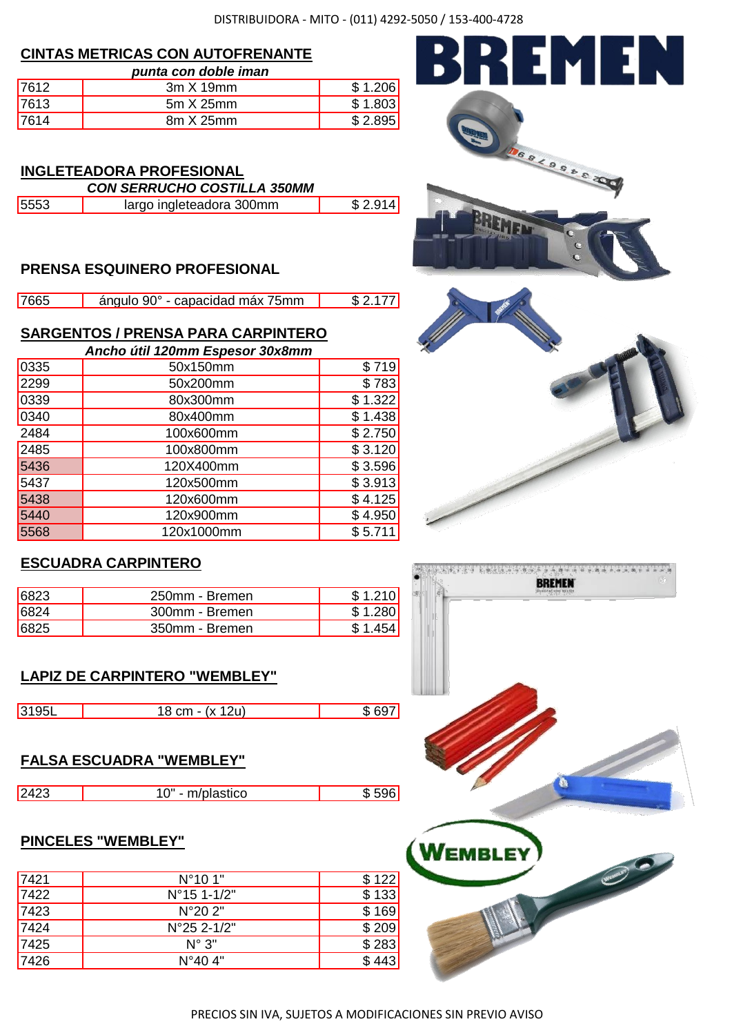DISTRIBUIDORA - MITO - (011) 4292-5050 / 153-400-4728

## CINTAS METRICAS CON AUTOFRENANTE

*punta con doble iman*

| | | |
|---|---|---|
| 7612 | 3m X 19mm | $ 1.206 |
| 7613 | 5m X 25mm | $ 1.803 |
| 7614 | 8m X 25mm | $ 2.895 |

## INGLETEADORA PROFESIONAL

*CON SERRUCHO COSTILLA 350MM*

| | | |
|---|---|---|
| 5553 | largo ingleteadora 300mm | $ 2.914 |

## PRENSA ESQUINERO PROFESIONAL

| | | |
|---|---|---|
| 7665 | ángulo 90° - capacidad máx 75mm | $ 2.177 |

## SARGENTOS / PRENSA PARA CARPINTERO

*Ancho útil 120mm Espesor 30x8mm*

| | | |
|---|---|---|
| 0335 | 50x150mm | $ 719 |
| 2299 | 50x200mm | $ 783 |
| 0339 | 80x300mm | $ 1.322 |
| 0340 | 80x400mm | $ 1.438 |
| 2484 | 100x600mm | $ 2.750 |
| 2485 | 100x800mm | $ 3.120 |
| 5436 | 120X400mm | $ 3.596 |
| 5437 | 120x500mm | $ 3.913 |
| 5438 | 120x600mm | $ 4.125 |
| 5440 | 120x900mm | $ 4.950 |
| 5568 | 120x1000mm | $ 5.711 |

## ESCUADRA CARPINTERO

| | | |
|---|---|---|
| 6823 | 250mm - Bremen | $ 1.210 |
| 6824 | 300mm - Bremen | $ 1.280 |
| 6825 | 350mm - Bremen | $ 1.454 |

## LAPIZ DE CARPINTERO "WEMBLEY"

| | | |
|---|---|---|
| 3195L | 18 cm - (x 12u) | $ 697 |

## FALSA ESCUADRA "WEMBLEY"

| | | |
|---|---|---|
| 2423 | 10" - m/plastico | $ 596 |

## PINCELES "WEMBLEY"

| | | |
|---|---|---|
| 7421 | N°10 1" | $ 122 |
| 7422 | N°15 1-1/2" | $ 133 |
| 7423 | N°20 2" | $ 169 |
| 7424 | N°25 2-1/2" | $ 209 |
| 7425 | N° 3" | $ 283 |
| 7426 | N°40 4" | $ 443 |

PRECIOS SIN IVA, SUJETOS A MODIFICACIONES SIN PREVIO AVISO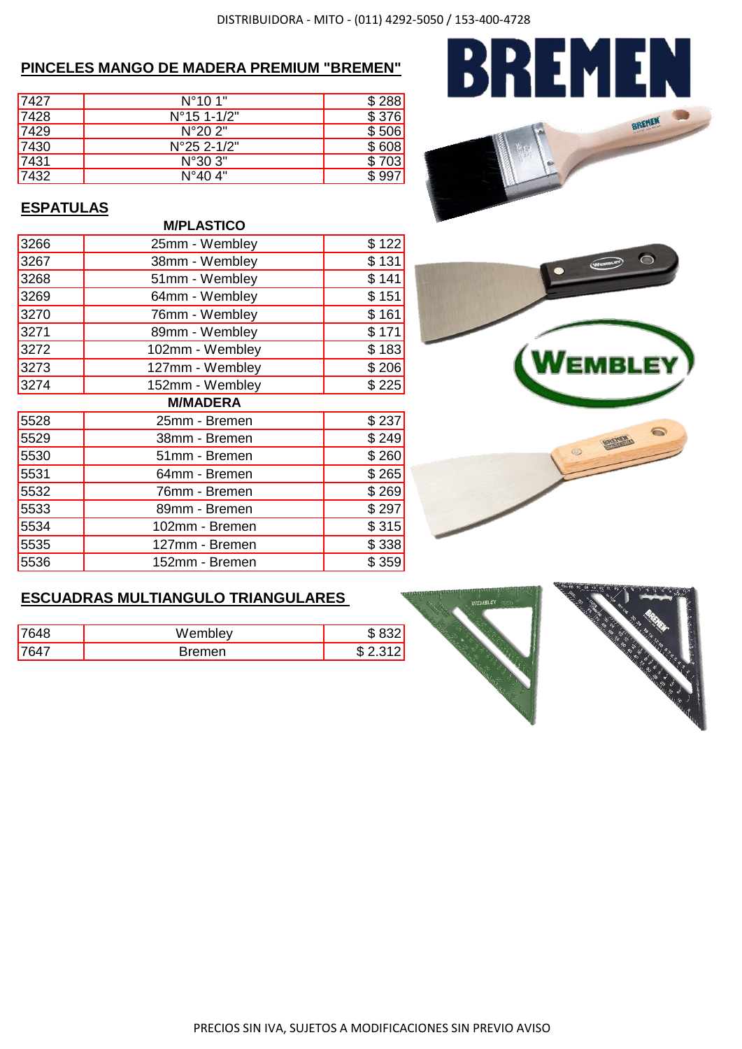DISTRIBUIDORA - MITO - (011) 4292-5050 / 153-400-4728

## PINCELES MANGO DE MADERA PREMIUM "BREMEN"

| | | |
|---|---|---|
| 7427 | N°10 1" | $ 288 |
| 7428 | N°15 1-1/2" | $ 376 |
| 7429 | N°20 2" | $ 506 |
| 7430 | N°25 2-1/2" | $ 608 |
| 7431 | N°30 3" | $ 703 |
| 7432 | N°40 4" | $ 997 |

## ESPATULAS

| | | |
|---|---|---|
| | **M/PLASTICO** | |
| 3266 | 25mm - Wembley | $ 122 |
| 3267 | 38mm - Wembley | $ 131 |
| 3268 | 51mm - Wembley | $ 141 |
| 3269 | 64mm - Wembley | $ 151 |
| 3270 | 76mm - Wembley | $ 161 |
| 3271 | 89mm - Wembley | $ 171 |
| 3272 | 102mm - Wembley | $ 183 |
| 3273 | 127mm - Wembley | $ 206 |
| 3274 | 152mm - Wembley | $ 225 |
| | **M/MADERA** | |
| 5528 | 25mm - Bremen | $ 237 |
| 5529 | 38mm - Bremen | $ 249 |
| 5530 | 51mm - Bremen | $ 260 |
| 5531 | 64mm - Bremen | $ 265 |
| 5532 | 76mm - Bremen | $ 269 |
| 5533 | 89mm - Bremen | $ 297 |
| 5534 | 102mm - Bremen | $ 315 |
| 5535 | 127mm - Bremen | $ 338 |
| 5536 | 152mm - Bremen | $ 359 |

## ESCUADRAS MULTIANGULO TRIANGULARES

| | | |
|---|---|---|
| 7648 | Wembley | $ 832 |
| 7647 | Bremen | $ 2.312 |

PRECIOS SIN IVA, SUJETOS A MODIFICACIONES SIN PREVIO AVISO